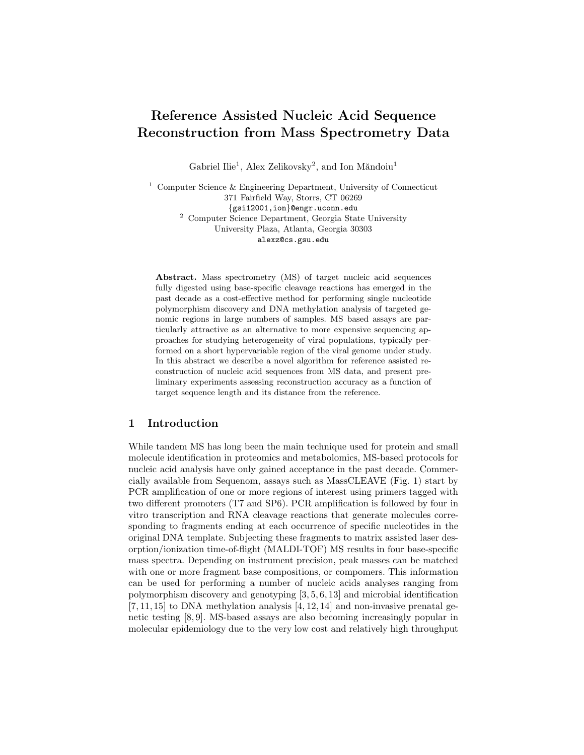# Reference Assisted Nucleic Acid Sequence Reconstruction from Mass Spectrometry Data

Gabriel Ilie[1], Alex Zelikovsky[2], and Ion Măndoiu[1]

[1] Computer Science & Engineering Department, University of Connecticut
371 Fairfield Way, Storrs, CT 06269
{gsi12001,ion}@engr.uconn.edu

[2] Computer Science Department, Georgia State University
University Plaza, Atlanta, Georgia 30303
alexz@cs.gsu.edu

**Abstract.** Mass spectrometry (MS) of target nucleic acid sequences fully digested using base-specific cleavage reactions has emerged in the past decade as a cost-effective method for performing single nucleotide polymorphism discovery and DNA methylation analysis of targeted genomic regions in large numbers of samples. MS based assays are particularly attractive as an alternative to more expensive sequencing approaches for studying heterogeneity of viral populations, typically performed on a short hypervariable region of the viral genome under study. In this abstract we describe a novel algorithm for reference assisted reconstruction of nucleic acid sequences from MS data, and present preliminary experiments assessing reconstruction accuracy as a function of target sequence length and its distance from the reference.

## 1 Introduction

While tandem MS has long been the main technique used for protein and small molecule identification in proteomics and metabolomics, MS-based protocols for nucleic acid analysis have only gained acceptance in the past decade. Commercially available from Sequenom, assays such as MassCLEAVE (Fig. 1) start by PCR amplification of one or more regions of interest using primers tagged with two different promoters (T7 and SP6). PCR amplification is followed by four in vitro transcription and RNA cleavage reactions that generate molecules corresponding to fragments ending at each occurrence of specific nucleotides in the original DNA template. Subjecting these fragments to matrix assisted laser desorption/ionization time-of-flight (MALDI-TOF) MS results in four base-specific mass spectra. Depending on instrument precision, peak masses can be matched with one or more fragment base compositions, or compomers. This information can be used for performing a number of nucleic acids analyses ranging from polymorphism discovery and genotyping [3, 5, 6, 13] and microbial identification [7, 11, 15] to DNA methylation analysis [4, 12, 14] and non-invasive prenatal genetic testing [8, 9]. MS-based assays are also becoming increasingly popular in molecular epidemiology due to the very low cost and relatively high throughput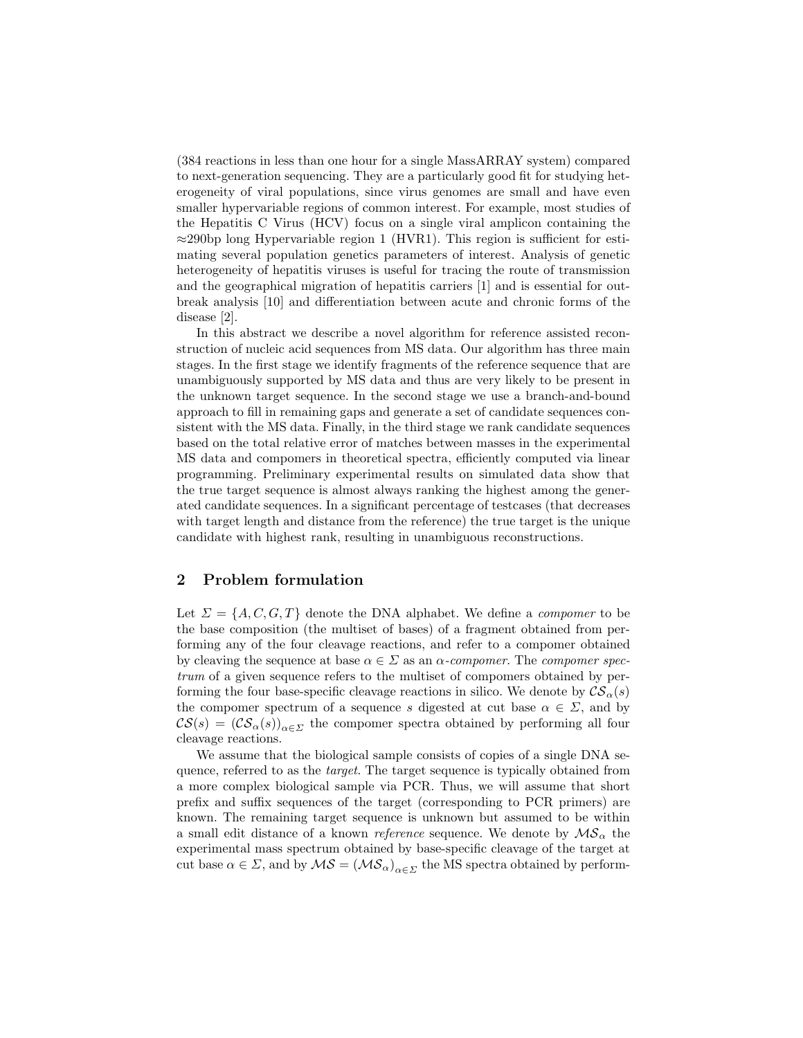(384 reactions in less than one hour for a single MassARRAY system) compared to next-generation sequencing. They are a particularly good fit for studying heterogeneity of viral populations, since virus genomes are small and have even smaller hypervariable regions of common interest. For example, most studies of the Hepatitis C Virus (HCV) focus on a single viral amplicon containing the ≈290bp long Hypervariable region 1 (HVR1). This region is sufficient for estimating several population genetics parameters of interest. Analysis of genetic heterogeneity of hepatitis viruses is useful for tracing the route of transmission and the geographical migration of hepatitis carriers [1] and is essential for outbreak analysis [10] and differentiation between acute and chronic forms of the disease [2].

In this abstract we describe a novel algorithm for reference assisted reconstruction of nucleic acid sequences from MS data. Our algorithm has three main stages. In the first stage we identify fragments of the reference sequence that are unambiguously supported by MS data and thus are very likely to be present in the unknown target sequence. In the second stage we use a branch-and-bound approach to fill in remaining gaps and generate a set of candidate sequences consistent with the MS data. Finally, in the third stage we rank candidate sequences based on the total relative error of matches between masses in the experimental MS data and compomers in theoretical spectra, efficiently computed via linear programming. Preliminary experimental results on simulated data show that the true target sequence is almost always ranking the highest among the generated candidate sequences. In a significant percentage of testcases (that decreases with target length and distance from the reference) the true target is the unique candidate with highest rank, resulting in unambiguous reconstructions.

## 2 Problem formulation

Let $\Sigma = \{A, C, G, T\}$ denote the DNA alphabet. We define a *compomer* to be the base composition (the multiset of bases) of a fragment obtained from performing any of the four cleavage reactions, and refer to a compomer obtained by cleaving the sequence at base $\alpha \in \Sigma$ as an $\alpha$-*compomer*. The *compomer spectrum* of a given sequence refers to the multiset of compomers obtained by performing the four base-specific cleavage reactions in silico. We denote by $\mathcal{CS}_\alpha(s)$ the compomer spectrum of a sequence $s$ digested at cut base $\alpha \in \Sigma$, and by $\mathcal{CS}(s) = (\mathcal{CS}_\alpha(s))_{\alpha \in \Sigma}$ the compomer spectra obtained by performing all four cleavage reactions.

We assume that the biological sample consists of copies of a single DNA sequence, referred to as the *target*. The target sequence is typically obtained from a more complex biological sample via PCR. Thus, we will assume that short prefix and suffix sequences of the target (corresponding to PCR primers) are known. The remaining target sequence is unknown but assumed to be within a small edit distance of a known *reference* sequence. We denote by $\mathcal{MS}_\alpha$ the experimental mass spectrum obtained by base-specific cleavage of the target at cut base $\alpha \in \Sigma$, and by $\mathcal{MS} = (\mathcal{MS}_\alpha)_{\alpha \in \Sigma}$ the MS spectra obtained by perform-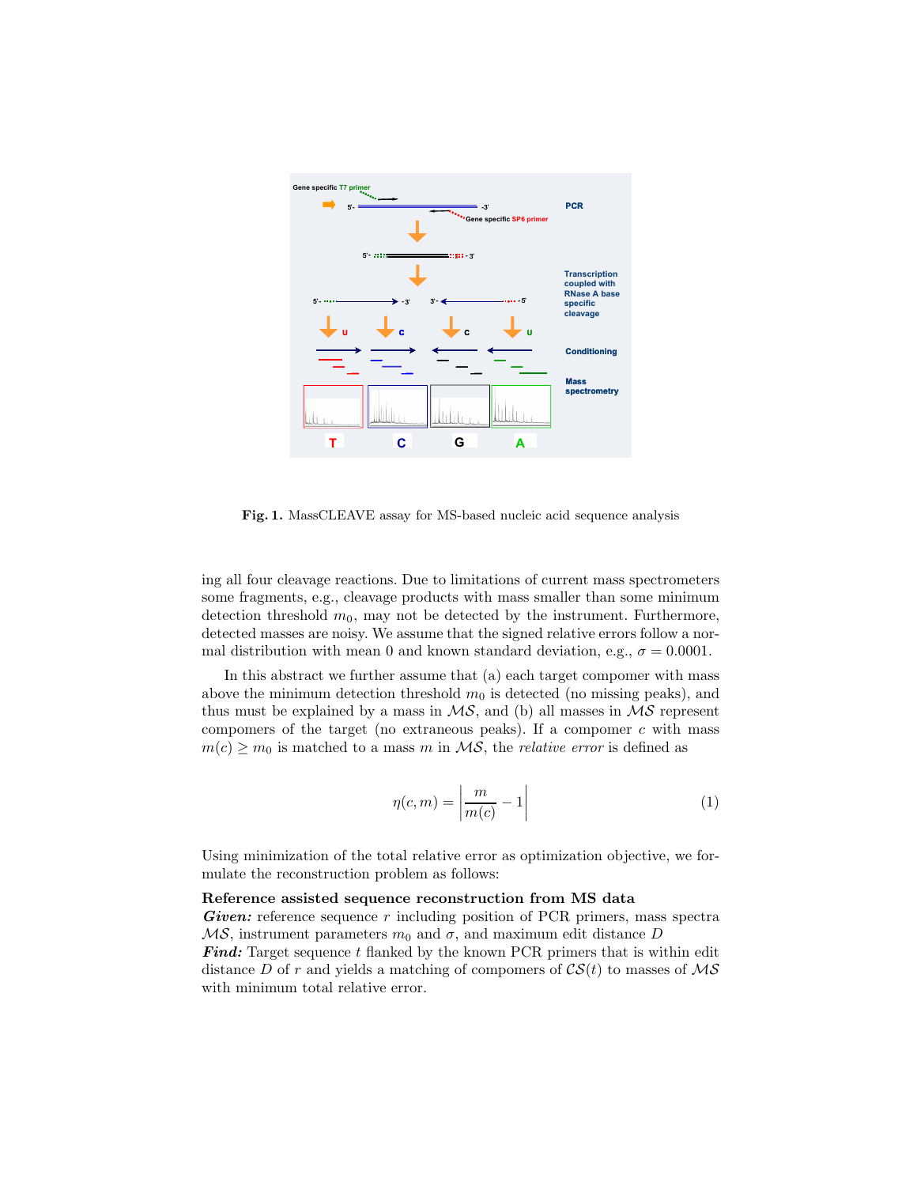Fig. 1. MassCLEAVE assay for MS-based nucleic acid sequence analysis

ing all four cleavage reactions. Due to limitations of current mass spectrometers some fragments, e.g., cleavage products with mass smaller than some minimum detection threshold $m_0$, may not be detected by the instrument. Furthermore, detected masses are noisy. We assume that the signed relative errors follow a normal distribution with mean 0 and known standard deviation, e.g., $\sigma = 0.0001$.

In this abstract we further assume that (a) each target compomer with mass above the minimum detection threshold $m_0$ is detected (no missing peaks), and thus must be explained by a mass in $\mathcal{MS}$, and (b) all masses in $\mathcal{MS}$ represent compomers of the target (no extraneous peaks). If a compomer $c$ with mass $m(c) \geq m_0$ is matched to a mass $m$ in $\mathcal{MS}$, the *relative error* is defined as

$$\eta(c, m) = \left| \frac{m}{m(c)} - 1 \right| \tag{1}$$

Using minimization of the total relative error as optimization objective, we formulate the reconstruction problem as follows:

**Reference assisted sequence reconstruction from MS data**
***Given:*** reference sequence $r$ including position of PCR primers, mass spectra $\mathcal{MS}$, instrument parameters $m_0$ and $\sigma$, and maximum edit distance $D$
***Find:*** Target sequence $t$ flanked by the known PCR primers that is within edit distance $D$ of $r$ and yields a matching of compomers of $\mathcal{CS}(t)$ to masses of $\mathcal{MS}$ with minimum total relative error.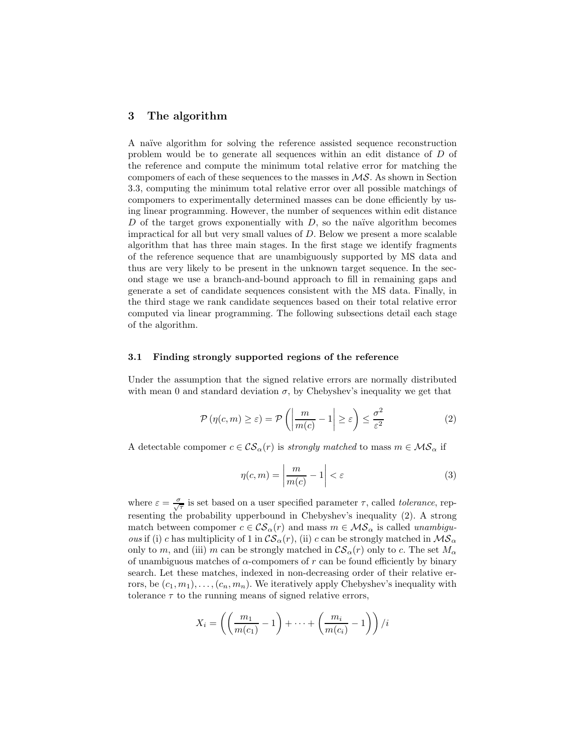## 3 The algorithm

A naïve algorithm for solving the reference assisted sequence reconstruction problem would be to generate all sequences within an edit distance of $D$ of the reference and compute the minimum total relative error for matching the compomers of each of these sequences to the masses in $\mathcal{MS}$. As shown in Section 3.3, computing the minimum total relative error over all possible matchings of compomers to experimentally determined masses can be done efficiently by using linear programming. However, the number of sequences within edit distance $D$ of the target grows exponentially with $D$, so the naïve algorithm becomes impractical for all but very small values of $D$. Below we present a more scalable algorithm that has three main stages. In the first stage we identify fragments of the reference sequence that are unambiguously supported by MS data and thus are very likely to be present in the unknown target sequence. In the second stage we use a branch-and-bound approach to fill in remaining gaps and generate a set of candidate sequences consistent with the MS data. Finally, in the third stage we rank candidate sequences based on their total relative error computed via linear programming. The following subsections detail each stage of the algorithm.

### 3.1 Finding strongly supported regions of the reference

Under the assumption that the signed relative errors are normally distributed with mean 0 and standard deviation $\sigma$, by Chebyshev's inequality we get that

$$\mathcal{P}\left(\eta(c,m) \geq \varepsilon\right) = \mathcal{P}\left(\left|\frac{m}{m(c)} - 1\right| \geq \varepsilon\right) \leq \frac{\sigma^2}{\varepsilon^2} \tag{2}$$

A detectable compomer $c \in \mathcal{CS}_\alpha(r)$ is *strongly matched* to mass $m \in \mathcal{MS}_\alpha$ if

$$\eta(c,m) = \left|\frac{m}{m(c)} - 1\right| < \varepsilon \tag{3}$$

where $\varepsilon = \frac{\sigma}{\sqrt{\tau}}$ is set based on a user specified parameter $\tau$, called *tolerance*, representing the probability upperbound in Chebyshev's inequality (2). A strong match between compomer $c \in \mathcal{CS}_\alpha(r)$ and mass $m \in \mathcal{MS}_\alpha$ is called *unambiguous* if (i) $c$ has multiplicity of 1 in $\mathcal{CS}_\alpha(r)$, (ii) $c$ can be strongly matched in $\mathcal{MS}_\alpha$ only to $m$, and (iii) $m$ can be strongly matched in $\mathcal{CS}_\alpha(r)$ only to $c$. The set $M_\alpha$ of unambiguous matches of $\alpha$-compomers of $r$ can be found efficiently by binary search. Let these matches, indexed in non-decreasing order of their relative errors, be $(c_1, m_1), \ldots, (c_n, m_n)$. We iteratively apply Chebyshev's inequality with tolerance $\tau$ to the running means of signed relative errors,

$$X_i = \left(\left(\frac{m_1}{m(c_1)} - 1\right) + \cdots + \left(\frac{m_i}{m(c_i)} - 1\right)\right)/i$$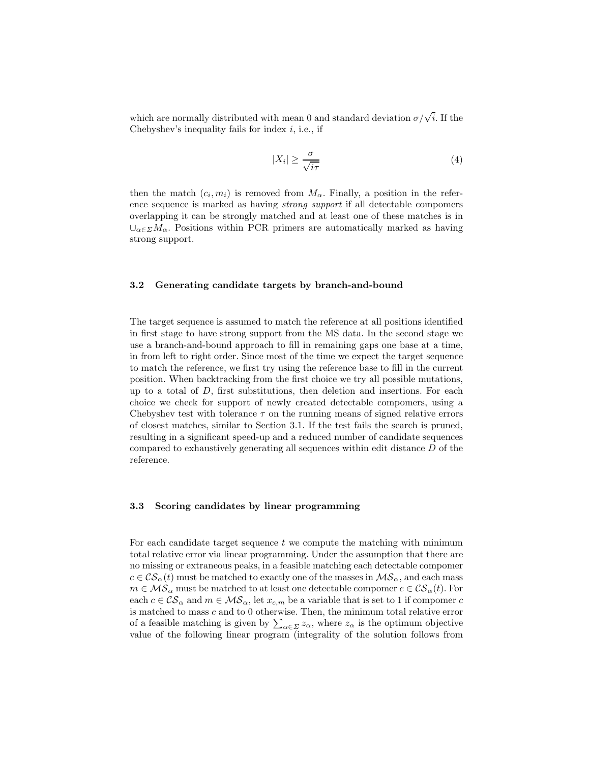which are normally distributed with mean 0 and standard deviation $\sigma/\sqrt{i}$. If the Chebyshev's inequality fails for index $i$, i.e., if

$$|X_i| \geq \frac{\sigma}{\sqrt{i\tau}} \tag{4}$$

then the match $(c_i, m_i)$ is removed from $M_\alpha$. Finally, a position in the reference sequence is marked as having *strong support* if all detectable compomers overlapping it can be strongly matched and at least one of these matches is in $\cup_{\alpha \in \Sigma} M_\alpha$. Positions within PCR primers are automatically marked as having strong support.

### 3.2 Generating candidate targets by branch-and-bound

The target sequence is assumed to match the reference at all positions identified in first stage to have strong support from the MS data. In the second stage we use a branch-and-bound approach to fill in remaining gaps one base at a time, in from left to right order. Since most of the time we expect the target sequence to match the reference, we first try using the reference base to fill in the current position. When backtracking from the first choice we try all possible mutations, up to a total of $D$, first substitutions, then deletion and insertions. For each choice we check for support of newly created detectable compomers, using a Chebyshev test with tolerance $\tau$ on the running means of signed relative errors of closest matches, similar to Section 3.1. If the test fails the search is pruned, resulting in a significant speed-up and a reduced number of candidate sequences compared to exhaustively generating all sequences within edit distance $D$ of the reference.

### 3.3 Scoring candidates by linear programming

For each candidate target sequence $t$ we compute the matching with minimum total relative error via linear programming. Under the assumption that there are no missing or extraneous peaks, in a feasible matching each detectable compomer $c \in \mathcal{CS}_\alpha(t)$ must be matched to exactly one of the masses in $\mathcal{MS}_\alpha$, and each mass $m \in \mathcal{MS}_\alpha$ must be matched to at least one detectable compomer $c \in \mathcal{CS}_\alpha(t)$. For each $c \in \mathcal{CS}_\alpha$ and $m \in \mathcal{MS}_\alpha$, let $x_{c,m}$ be a variable that is set to 1 if compomer $c$ is matched to mass $c$ and to 0 otherwise. Then, the minimum total relative error of a feasible matching is given by $\sum_{\alpha \in \Sigma} z_\alpha$, where $z_\alpha$ is the optimum objective value of the following linear program (integrality of the solution follows from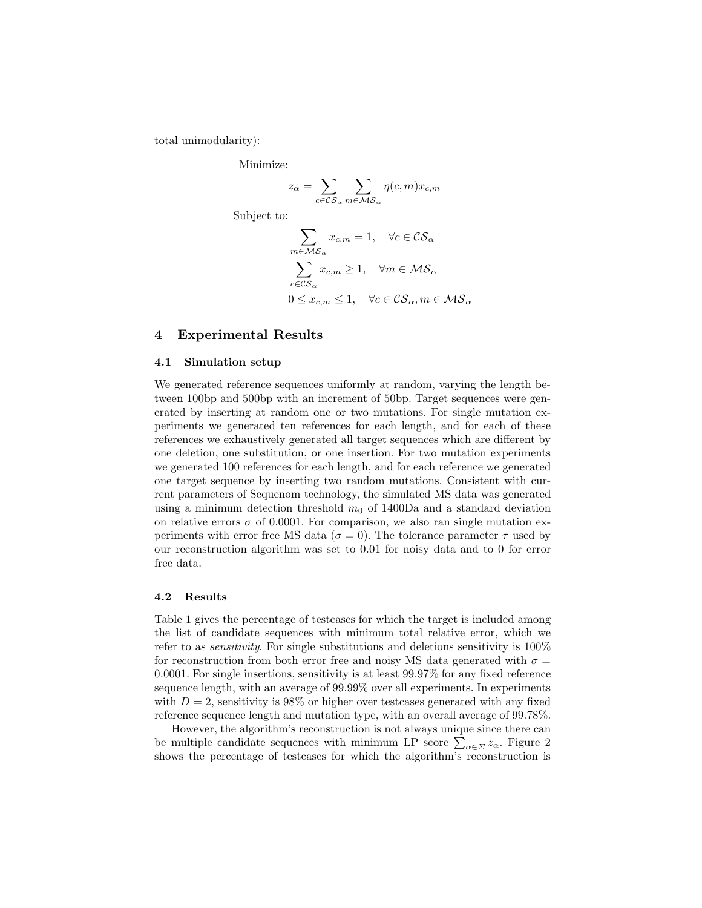total unimodularity):

Minimize:

$$z_\alpha = \sum_{c \in \mathcal{CS}_\alpha} \sum_{m \in \mathcal{MS}_\alpha} \eta(c, m) x_{c,m}$$

Subject to:

$$\sum_{m \in \mathcal{MS}_\alpha} x_{c,m} = 1, \quad \forall c \in \mathcal{CS}_\alpha$$

$$\sum_{c \in \mathcal{CS}_\alpha} x_{c,m} \geq 1, \quad \forall m \in \mathcal{MS}_\alpha$$

$$0 \leq x_{c,m} \leq 1, \quad \forall c \in \mathcal{CS}_\alpha, m \in \mathcal{MS}_\alpha$$

## 4 Experimental Results

### 4.1 Simulation setup

We generated reference sequences uniformly at random, varying the length between 100bp and 500bp with an increment of 50bp. Target sequences were generated by inserting at random one or two mutations. For single mutation experiments we generated ten references for each length, and for each of these references we exhaustively generated all target sequences which are different by one deletion, one substitution, or one insertion. For two mutation experiments we generated 100 references for each length, and for each reference we generated one target sequence by inserting two random mutations. Consistent with current parameters of Sequenom technology, the simulated MS data was generated using a minimum detection threshold $m_0$ of 1400Da and a standard deviation on relative errors $\sigma$ of 0.0001. For comparison, we also ran single mutation experiments with error free MS data ($\sigma = 0$). The tolerance parameter $\tau$ used by our reconstruction algorithm was set to 0.01 for noisy data and to 0 for error free data.

### 4.2 Results

Table 1 gives the percentage of testcases for which the target is included among the list of candidate sequences with minimum total relative error, which we refer to as *sensitivity*. For single substitutions and deletions sensitivity is 100% for reconstruction from both error free and noisy MS data generated with $\sigma = 0.0001$. For single insertions, sensitivity is at least 99.97% for any fixed reference sequence length, with an average of 99.99% over all experiments. In experiments with $D = 2$, sensitivity is 98% or higher over testcases generated with any fixed reference sequence length and mutation type, with an overall average of 99.78%.

However, the algorithm's reconstruction is not always unique since there can be multiple candidate sequences with minimum LP score $\sum_{\alpha \in \Sigma} z_\alpha$. Figure 2 shows the percentage of testcases for which the algorithm's reconstruction is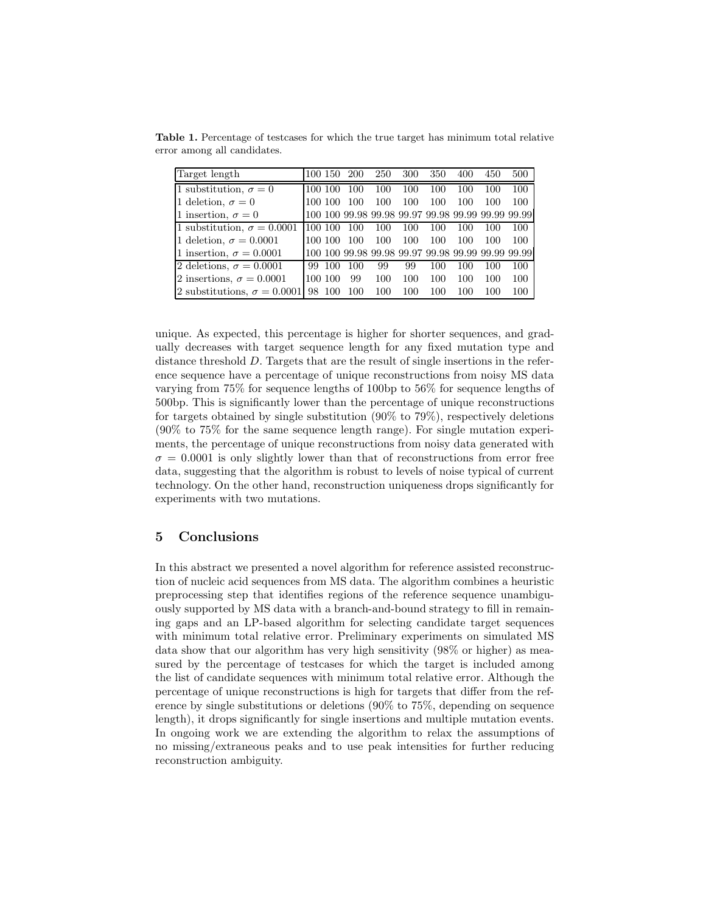**Table 1.** Percentage of testcases for which the true target has minimum total relative error among all candidates.

| Target length | 100 | 150 | 200 | 250 | 300 | 350 | 400 | 450 | 500 |
|---|---|---|---|---|---|---|---|---|---|
| 1 substitution, $\sigma = 0$ | 100 | 100 | 100 | 100 | 100 | 100 | 100 | 100 | 100 |
| 1 deletion, $\sigma = 0$ | 100 | 100 | 100 | 100 | 100 | 100 | 100 | 100 | 100 |
| 1 insertion, $\sigma = 0$ | 100 | 100 | 99.98 | 99.98 | 99.97 | 99.98 | 99.99 | 99.99 | 99.99 |
| 1 substitution, $\sigma = 0.0001$ | 100 | 100 | 100 | 100 | 100 | 100 | 100 | 100 | 100 |
| 1 deletion, $\sigma = 0.0001$ | 100 | 100 | 100 | 100 | 100 | 100 | 100 | 100 | 100 |
| 1 insertion, $\sigma = 0.0001$ | 100 | 100 | 99.98 | 99.98 | 99.97 | 99.98 | 99.99 | 99.99 | 99.99 |
| 2 deletions, $\sigma = 0.0001$ | 99 | 100 | 100 | 99 | 99 | 100 | 100 | 100 | 100 |
| 2 insertions, $\sigma = 0.0001$ | 100 | 100 | 99 | 100 | 100 | 100 | 100 | 100 | 100 |
| 2 substitutions, $\sigma = 0.0001$ | 98 | 100 | 100 | 100 | 100 | 100 | 100 | 100 | 100 |

unique. As expected, this percentage is higher for shorter sequences, and gradually decreases with target sequence length for any fixed mutation type and distance threshold $D$. Targets that are the result of single insertions in the reference sequence have a percentage of unique reconstructions from noisy MS data varying from 75% for sequence lengths of 100bp to 56% for sequence lengths of 500bp. This is significantly lower than the percentage of unique reconstructions for targets obtained by single substitution (90% to 79%), respectively deletions (90% to 75% for the same sequence length range). For single mutation experiments, the percentage of unique reconstructions from noisy data generated with $\sigma = 0.0001$ is only slightly lower than that of reconstructions from error free data, suggesting that the algorithm is robust to levels of noise typical of current technology. On the other hand, reconstruction uniqueness drops significantly for experiments with two mutations.

## 5 Conclusions

In this abstract we presented a novel algorithm for reference assisted reconstruction of nucleic acid sequences from MS data. The algorithm combines a heuristic preprocessing step that identifies regions of the reference sequence unambiguously supported by MS data with a branch-and-bound strategy to fill in remaining gaps and an LP-based algorithm for selecting candidate target sequences with minimum total relative error. Preliminary experiments on simulated MS data show that our algorithm has very high sensitivity (98% or higher) as measured by the percentage of testcases for which the target is included among the list of candidate sequences with minimum total relative error. Although the percentage of unique reconstructions is high for targets that differ from the reference by single substitutions or deletions (90% to 75%, depending on sequence length), it drops significantly for single insertions and multiple mutation events. In ongoing work we are extending the algorithm to relax the assumptions of no missing/extraneous peaks and to use peak intensities for further reducing reconstruction ambiguity.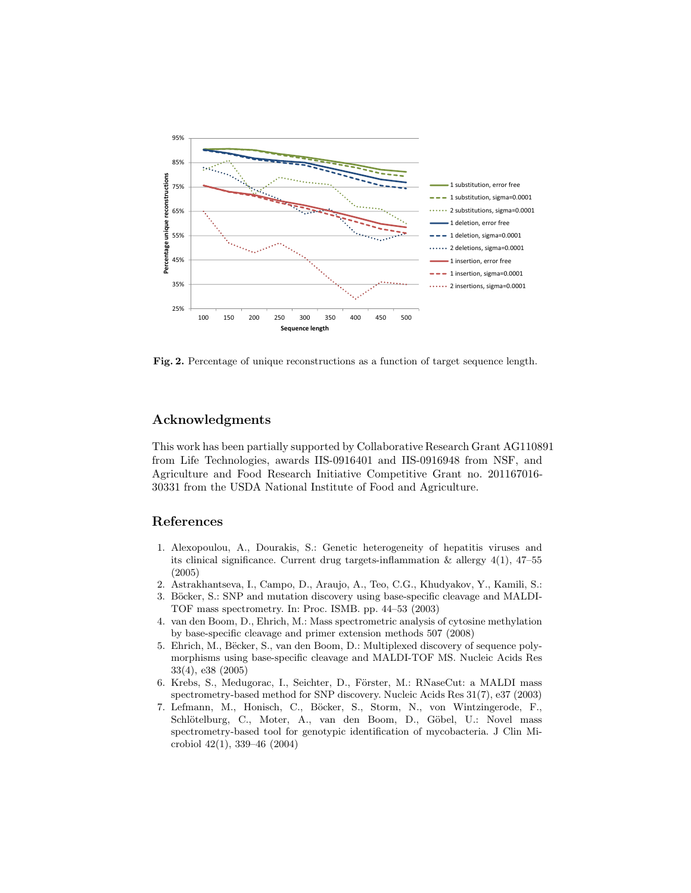**Fig. 2.** Percentage of unique reconstructions as a function of target sequence length.

## Acknowledgments

This work has been partially supported by Collaborative Research Grant AG110891 from Life Technologies, awards IIS-0916401 and IIS-0916948 from NSF, and Agriculture and Food Research Initiative Competitive Grant no. 201167016-30331 from the USDA National Institute of Food and Agriculture.

## References

1. Alexopoulou, A., Dourakis, S.: Genetic heterogeneity of hepatitis viruses and its clinical significance. Current drug targets-inflammation & allergy 4(1), 47–55 (2005)
2. Astrakhantseva, I., Campo, D., Araujo, A., Teo, C.G., Khudyakov, Y., Kamili, S.:
3. Böcker, S.: SNP and mutation discovery using base-specific cleavage and MALDI-TOF mass spectrometry. In: Proc. ISMB. pp. 44–53 (2003)
4. van den Boom, D., Ehrich, M.: Mass spectrometric analysis of cytosine methylation by base-specific cleavage and primer extension methods 507 (2008)
5. Ehrich, M., Bëcker, S., van den Boom, D.: Multiplexed discovery of sequence polymorphisms using base-specific cleavage and MALDI-TOF MS. Nucleic Acids Res 33(4), e38 (2005)
6. Krebs, S., Medugorac, I., Seichter, D., Förster, M.: RNaseCut: a MALDI mass spectrometry-based method for SNP discovery. Nucleic Acids Res 31(7), e37 (2003)
7. Lefmann, M., Honisch, C., Böcker, S., Storm, N., von Wintzingerode, F., Schlötelburg, C., Moter, A., van den Boom, D., Göbel, U.: Novel mass spectrometry-based tool for genotypic identification of mycobacteria. J Clin Microbiol 42(1), 339–46 (2004)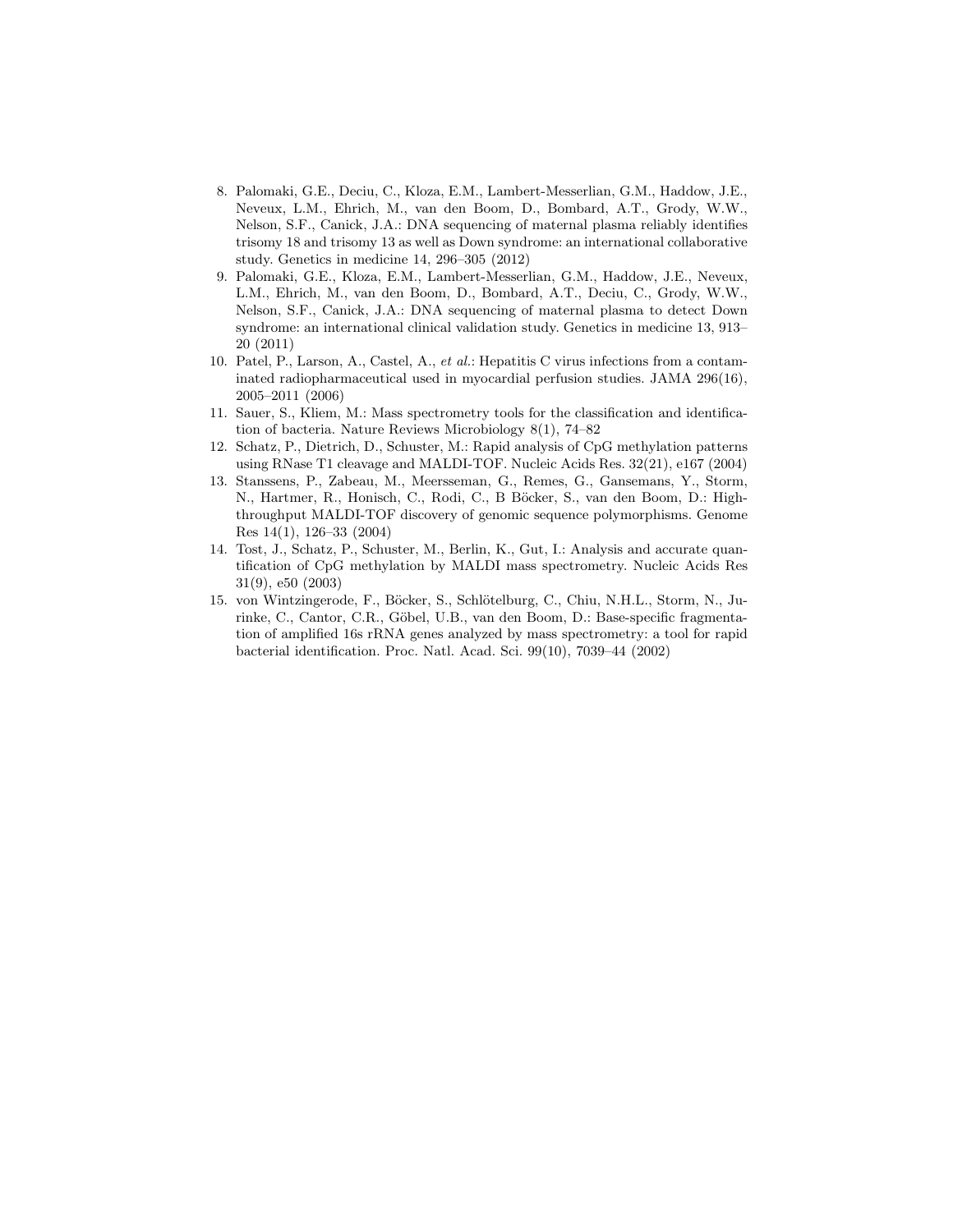8. Palomaki, G.E., Deciu, C., Kloza, E.M., Lambert-Messerlian, G.M., Haddow, J.E., Neveux, L.M., Ehrich, M., van den Boom, D., Bombard, A.T., Grody, W.W., Nelson, S.F., Canick, J.A.: DNA sequencing of maternal plasma reliably identifies trisomy 18 and trisomy 13 as well as Down syndrome: an international collaborative study. Genetics in medicine 14, 296–305 (2012)
9. Palomaki, G.E., Kloza, E.M., Lambert-Messerlian, G.M., Haddow, J.E., Neveux, L.M., Ehrich, M., van den Boom, D., Bombard, A.T., Deciu, C., Grody, W.W., Nelson, S.F., Canick, J.A.: DNA sequencing of maternal plasma to detect Down syndrome: an international clinical validation study. Genetics in medicine 13, 913–20 (2011)
10. Patel, P., Larson, A., Castel, A., *et al.*: Hepatitis C virus infections from a contaminated radiopharmaceutical used in myocardial perfusion studies. JAMA 296(16), 2005–2011 (2006)
11. Sauer, S., Kliem, M.: Mass spectrometry tools for the classification and identification of bacteria. Nature Reviews Microbiology 8(1), 74–82
12. Schatz, P., Dietrich, D., Schuster, M.: Rapid analysis of CpG methylation patterns using RNase T1 cleavage and MALDI-TOF. Nucleic Acids Res. 32(21), e167 (2004)
13. Stanssens, P., Zabeau, M., Meersseman, G., Remes, G., Gansemans, Y., Storm, N., Hartmer, R., Honisch, C., Rodi, C., B Böcker, S., van den Boom, D.: High-throughput MALDI-TOF discovery of genomic sequence polymorphisms. Genome Res 14(1), 126–33 (2004)
14. Tost, J., Schatz, P., Schuster, M., Berlin, K., Gut, I.: Analysis and accurate quantification of CpG methylation by MALDI mass spectrometry. Nucleic Acids Res 31(9), e50 (2003)
15. von Wintzingerode, F., Böcker, S., Schlötelburg, C., Chiu, N.H.L., Storm, N., Jurinke, C., Cantor, C.R., Göbel, U.B., van den Boom, D.: Base-specific fragmentation of amplified 16s rRNA genes analyzed by mass spectrometry: a tool for rapid bacterial identification. Proc. Natl. Acad. Sci. 99(10), 7039–44 (2002)